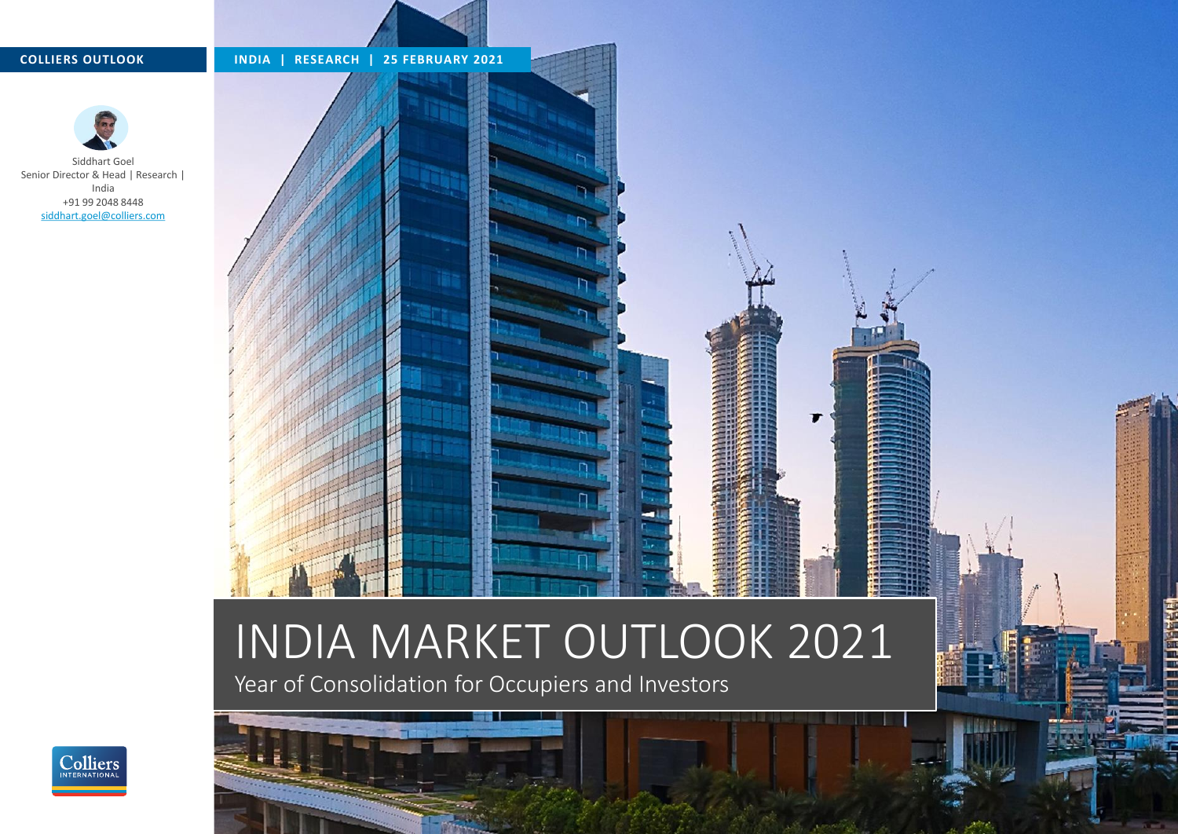COLLIERS OUTLOOK

INDIA | RESEARCH | 25 FEBRUARY 2021

Siddhart Goel
Senior Director & Head | Research | India
+91 99 2048 8448
siddhart.goel@colliers.com

# INDIA MARKET OUTLOOK 2021

## Year of Consolidation for Occupiers and Investors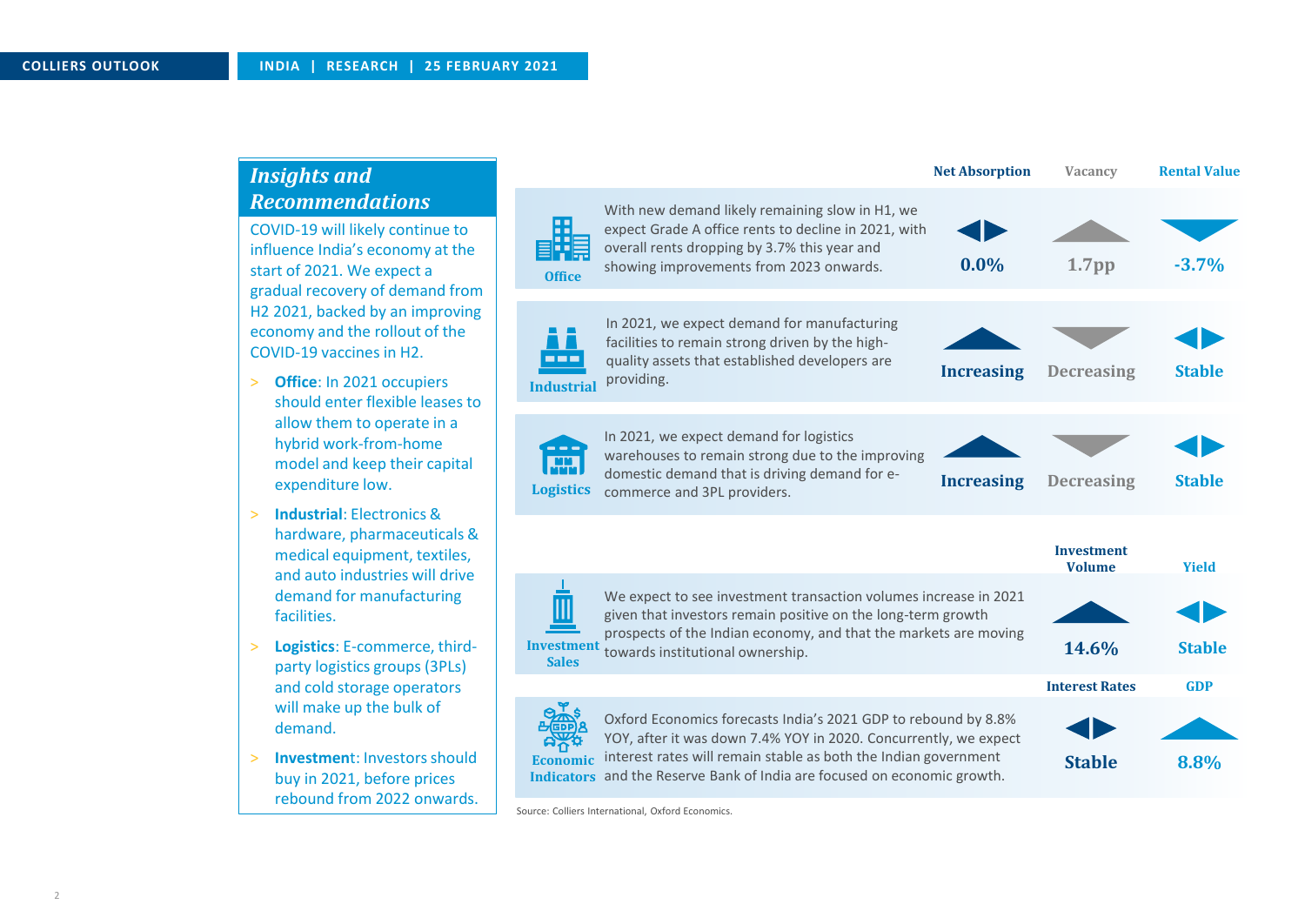## Insights and Recommendations

COVID-19 will likely continue to influence India's economy at the start of 2021. We expect a gradual recovery of demand from H2 2021, backed by an improving economy and the rollout of the COVID-19 vaccines in H2.

- **Office**: In 2021 occupiers should enter flexible leases to allow them to operate in a hybrid work-from-home model and keep their capital expenditure low.
- **Industrial**: Electronics & hardware, pharmaceuticals & medical equipment, textiles, and auto industries will drive demand for manufacturing facilities.
- **Logistics**: E-commerce, third-party logistics groups (3PLs) and cold storage operators will make up the bulk of demand.
- **Investment**: Investors should buy in 2021, before prices rebound from 2022 onwards.

| Sector | Outlook | Net Absorption | Vacancy | Rental Value |
|---|---|---|---|---|
| Office | With new demand likely remaining slow in H1, we expect Grade A office rents to decline in 2021, with overall rents dropping by 3.7% this year and showing improvements from 2023 onwards. | 0.0% | 1.7pp | -3.7% |
| Industrial | In 2021, we expect demand for manufacturing facilities to remain strong driven by the high-quality assets that established developers are providing. | Increasing | Decreasing | Stable |
| Logistics | In 2021, we expect demand for logistics warehouses to remain strong due to the improving domestic demand that is driving demand for e-commerce and 3PL providers. | Increasing | Decreasing | Stable |

| Sector | Outlook | Investment Volume | Yield |
|---|---|---|---|
| Investment Sales | We expect to see investment transaction volumes increase in 2021 given that investors remain positive on the long-term growth prospects of the Indian economy, and that the markets are moving towards institutional ownership. | 14.6% | Stable |

| Sector | Outlook | Interest Rates | GDP |
|---|---|---|---|
| Economic Indicators | Oxford Economics forecasts India's 2021 GDP to rebound by 8.8% YOY, after it was down 7.4% YOY in 2020. Concurrently, we expect interest rates will remain stable as both the Indian government and the Reserve Bank of India are focused on economic growth. | Stable | 8.8% |

Source: Colliers International, Oxford Economics.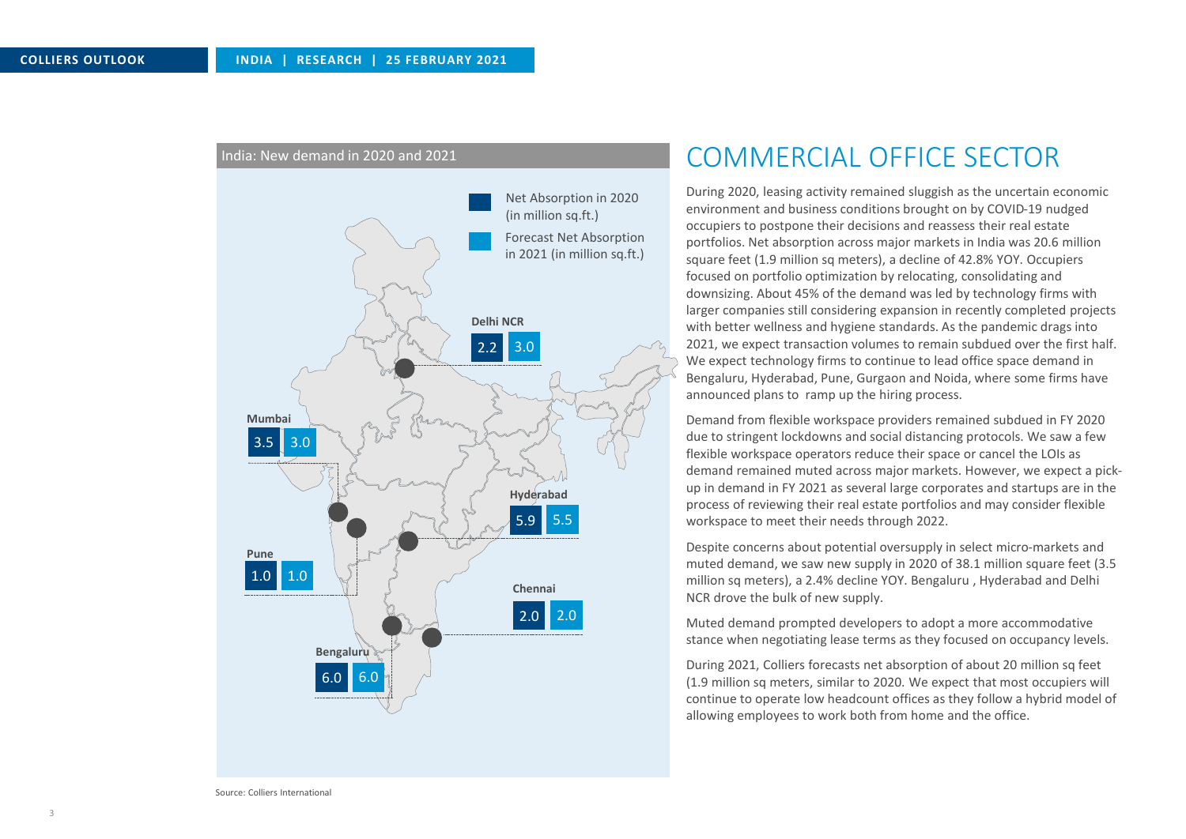India: New demand in 2020 and 2021

| City | Net Absorption in 2020 (in million sq.ft.) | Forecast Net Absorption in 2021 (in million sq.ft.) |
|---|---|---|
| Delhi NCR | 2.2 | 3.0 |
| Mumbai | 3.5 | 3.0 |
| Hyderabad | 5.9 | 5.5 |
| Pune | 1.0 | 1.0 |
| Chennai | 2.0 | 2.0 |
| Bengaluru | 6.0 | 6.0 |

Source: Colliers International

# COMMERCIAL OFFICE SECTOR

During 2020, leasing activity remained sluggish as the uncertain economic environment and business conditions brought on by COVID-19 nudged occupiers to postpone their decisions and reassess their real estate portfolios. Net absorption across major markets in India was 20.6 million square feet (1.9 million sq meters), a decline of 42.8% YOY. Occupiers focused on portfolio optimization by relocating, consolidating and downsizing. About 45% of the demand was led by technology firms with larger companies still considering expansion in recently completed projects with better wellness and hygiene standards. As the pandemic drags into 2021, we expect transaction volumes to remain subdued over the first half. We expect technology firms to continue to lead office space demand in Bengaluru, Hyderabad, Pune, Gurgaon and Noida, where some firms have announced plans to ramp up the hiring process.

Demand from flexible workspace providers remained subdued in FY 2020 due to stringent lockdowns and social distancing protocols. We saw a few flexible workspace operators reduce their space or cancel the LOIs as demand remained muted across major markets. However, we expect a pick-up in demand in FY 2021 as several large corporates and startups are in the process of reviewing their real estate portfolios and may consider flexible workspace to meet their needs through 2022.

Despite concerns about potential oversupply in select micro-markets and muted demand, we saw new supply in 2020 of 38.1 million square feet (3.5 million sq meters), a 2.4% decline YOY. Bengaluru , Hyderabad and Delhi NCR drove the bulk of new supply.

Muted demand prompted developers to adopt a more accommodative stance when negotiating lease terms as they focused on occupancy levels.

During 2021, Colliers forecasts net absorption of about 20 million sq feet (1.9 million sq meters), similar to 2020. We expect that most occupiers will continue to operate low headcount offices as they follow a hybrid model of allowing employees to work both from home and the office.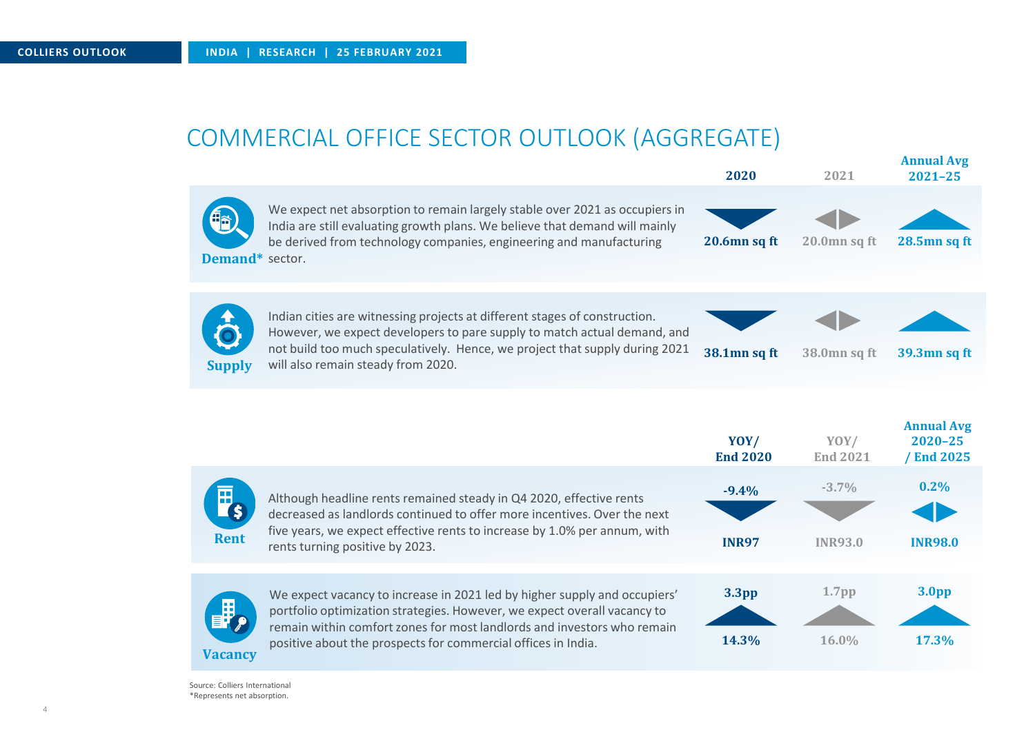# COMMERCIAL OFFICE SECTOR OUTLOOK (AGGREGATE)

| | | 2020 | 2021 | Annual Avg 2021–25 |
|---|---|---|---|---|
| **Demand*** | We expect net absorption to remain largely stable over 2021 as occupiers in India are still evaluating growth plans. We believe that demand will mainly be derived from technology companies, engineering and manufacturing sector. | 20.6mn sq ft | 20.0mn sq ft | 28.5mn sq ft |
| **Supply** | Indian cities are witnessing projects at different stages of construction. However, we expect developers to pare supply to match actual demand, and not build too much speculatively. Hence, we project that supply during 2021 will also remain steady from 2020. | 38.1mn sq ft | 38.0mn sq ft | 39.3mn sq ft |

| | | YOY/ End 2020 | YOY/ End 2021 | Annual Avg 2020–25 / End 2025 |
|---|---|---|---|---|
| **Rent** | Although headline rents remained steady in Q4 2020, effective rents decreased as landlords continued to offer more incentives. Over the next five years, we expect effective rents to increase by 1.0% per annum, with rents turning positive by 2023. | -9.4% / INR97 | -3.7% / INR93.0 | 0.2% / INR98.0 |
| **Vacancy** | We expect vacancy to increase in 2021 led by higher supply and occupiers' portfolio optimization strategies. However, we expect overall vacancy to remain within comfort zones for most landlords and investors who remain positive about the prospects for commercial offices in India. | 3.3pp / 14.3% | 1.7pp / 16.0% | 3.0pp / 17.3% |

Source: Colliers International
*Represents net absorption.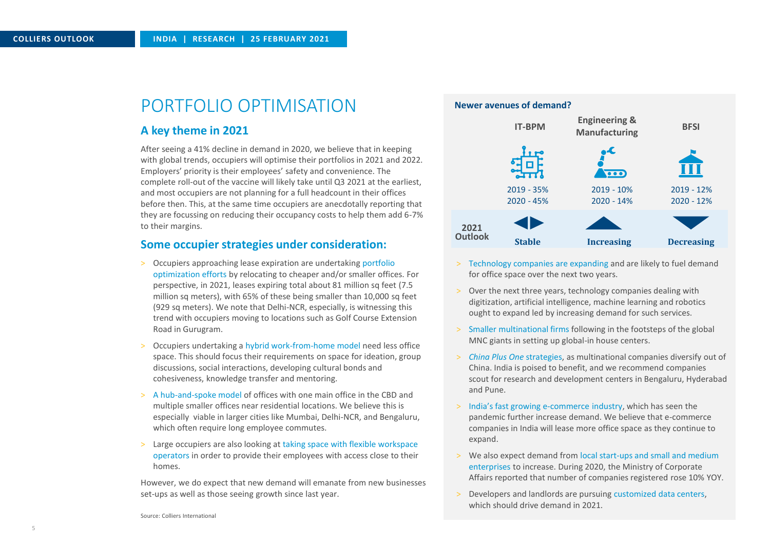# PORTFOLIO OPTIMISATION

## A key theme in 2021

After seeing a 41% decline in demand in 2020, we believe that in keeping with global trends, occupiers will optimise their portfolios in 2021 and 2022. Employers' priority is their employees' safety and convenience. The complete roll-out of the vaccine will likely take until Q3 2021 at the earliest, and most occupiers are not planning for a full headcount in their offices before then. This, at the same time occupiers are anecdotally reporting that they are focussing on reducing their occupancy costs to help them add 6-7% to their margins.

## Some occupier strategies under consideration:

- Occupiers approaching lease expiration are undertaking portfolio optimization efforts by relocating to cheaper and/or smaller offices. For perspective, in 2021, leases expiring total about 81 million sq feet (7.5 million sq meters), with 65% of these being smaller than 10,000 sq feet (929 sq meters). We note that Delhi-NCR, especially, is witnessing this trend with occupiers moving to locations such as Golf Course Extension Road in Gurugram.
- Occupiers undertaking a hybrid work-from-home model need less office space. This should focus their requirements on space for ideation, group discussions, social interactions, developing cultural bonds and cohesiveness, knowledge transfer and mentoring.
- A hub-and-spoke model of offices with one main office in the CBD and multiple smaller offices near residential locations. We believe this is especially viable in larger cities like Mumbai, Delhi-NCR, and Bengaluru, which often require long employee commutes.
- Large occupiers are also looking at taking space with flexible workspace operators in order to provide their employees with access close to their homes.

However, we do expect that new demand will emanate from new businesses set-ups as well as those seeing growth since last year.

Source: Colliers International

### Newer avenues of demand?

| | IT-BPM | Engineering & Manufacturing | BFSI |
|---|---|---|---|
| | 2019 - 35%<br>2020 - 45% | 2019 - 10%<br>2020 - 14% | 2019 - 12%<br>2020 - 12% |
| 2021 Outlook | Stable | Increasing | Decreasing |

- Technology companies are expanding and are likely to fuel demand for office space over the next two years.
- Over the next three years, technology companies dealing with digitization, artificial intelligence, machine learning and robotics ought to expand led by increasing demand for such services.
- Smaller multinational firms following in the footsteps of the global MNC giants in setting up global-in house centers.
- *China Plus One* strategies, as multinational companies diversify out of China. India is poised to benefit, and we recommend companies scout for research and development centers in Bengaluru, Hyderabad and Pune.
- India's fast growing e-commerce industry, which has seen the pandemic further increase demand. We believe that e-commerce companies in India will lease more office space as they continue to expand.
- We also expect demand from local start-ups and small and medium enterprises to increase. During 2020, the Ministry of Corporate Affairs reported that number of companies registered rose 10% YOY.
- Developers and landlords are pursuing customized data centers, which should drive demand in 2021.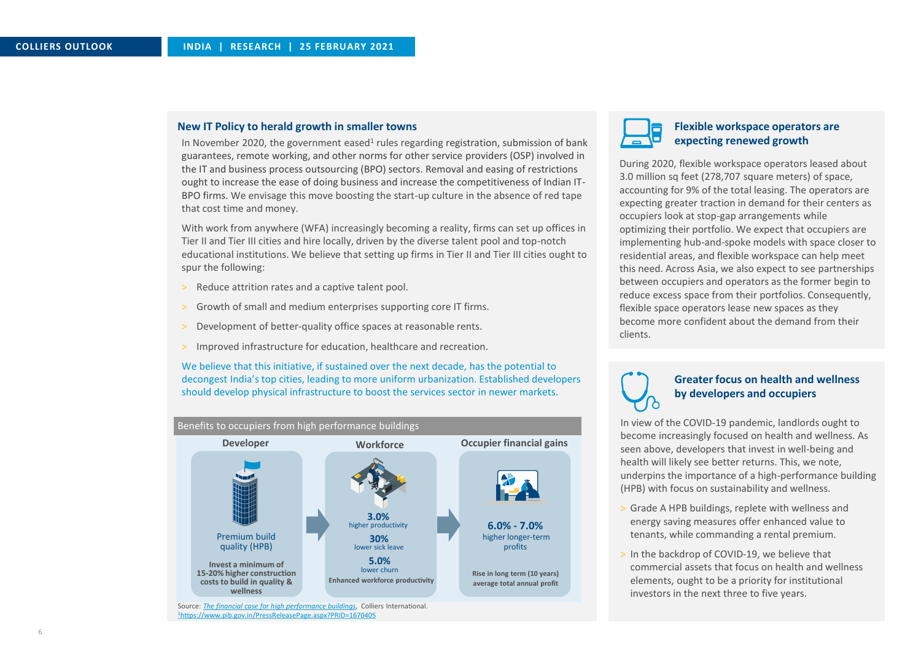## New IT Policy to herald growth in smaller towns

In November 2020, the government eased[1] rules regarding registration, submission of bank guarantees, remote working, and other norms for other service providers (OSP) involved in the IT and business process outsourcing (BPO) sectors. Removal and easing of restrictions ought to increase the ease of doing business and increase the competitiveness of Indian IT-BPO firms. We envisage this move boosting the start-up culture in the absence of red tape that cost time and money.

With work from anywhere (WFA) increasingly becoming a reality, firms can set up offices in Tier II and Tier III cities and hire locally, driven by the diverse talent pool and top-notch educational institutions. We believe that setting up firms in Tier II and Tier III cities ought to spur the following:

- Reduce attrition rates and a captive talent pool.
- Growth of small and medium enterprises supporting core IT firms.
- Development of better-quality office spaces at reasonable rents.
- Improved infrastructure for education, healthcare and recreation.

We believe that this initiative, if sustained over the next decade, has the potential to decongest India's top cities, leading to more uniform urbanization. Established developers should develop physical infrastructure to boost the services sector in newer markets.

**Benefits to occupiers from high performance buildings**

| Developer | Workforce | Occupier financial gains |
| --- | --- | --- |
| Premium build quality (HPB) | **3.0%** higher productivity<br>**30%** lower sick leave<br>**5.0%** lower churn | **6.0% - 7.0%** higher longer-term profits |
| **Invest a minimum of 15-20% higher construction costs to build in quality & wellness** | **Enhanced workforce productivity** | **Rise in long term (10 years) average total annual profit** |

Source: *The financial case for high performance buildings*, Colliers International.
[1] https://www.pib.gov.in/PressReleasePage.aspx?PRID=1670405

## Flexible workspace operators are expecting renewed growth

During 2020, flexible workspace operators leased about 3.0 million sq feet (278,707 square meters) of space, accounting for 9% of the total leasing. The operators are expecting greater traction in demand for their centers as occupiers look at stop-gap arrangements while optimizing their portfolio. We expect that occupiers are implementing hub-and-spoke models with space closer to residential areas, and flexible workspace can help meet this need. Across Asia, we also expect to see partnerships between occupiers and operators as the former begin to reduce excess space from their portfolios. Consequently, flexible space operators lease new spaces as they become more confident about the demand from their clients.

## Greater focus on health and wellness by developers and occupiers

In view of the COVID-19 pandemic, landlords ought to become increasingly focused on health and wellness. As seen above, developers that invest in well-being and health will likely see better returns. This, we note, underpins the importance of a high-performance building (HPB) with focus on sustainability and wellness.

- Grade A HPB buildings, replete with wellness and energy saving measures offer enhanced value to tenants, while commanding a rental premium.
- In the backdrop of COVID-19, we believe that commercial assets that focus on health and wellness elements, ought to be a priority for institutional investors in the next three to five years.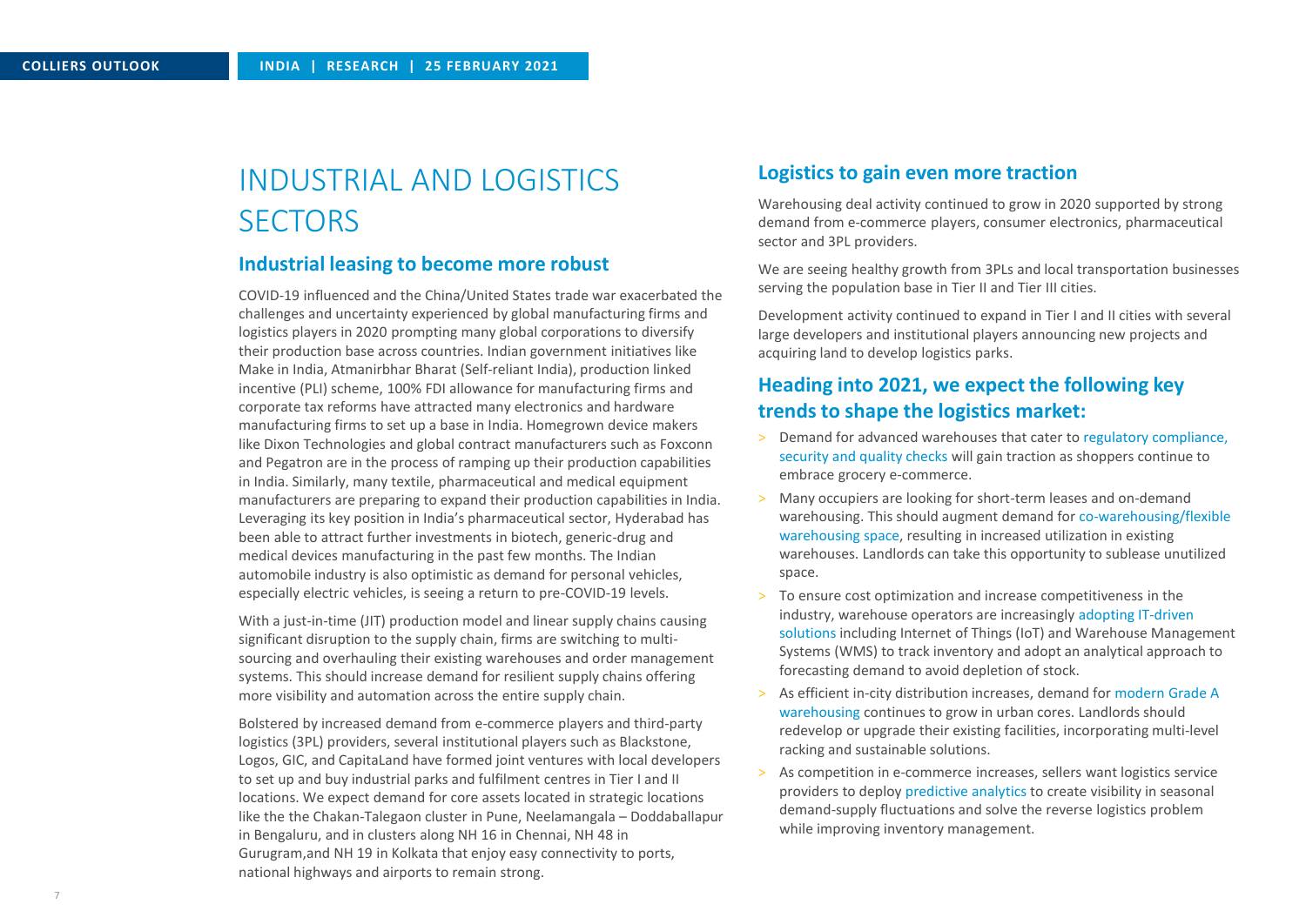# INDUSTRIAL AND LOGISTICS SECTORS

## Industrial leasing to become more robust

COVID-19 influenced and the China/United States trade war exacerbated the challenges and uncertainty experienced by global manufacturing firms and logistics players in 2020 prompting many global corporations to diversify their production base across countries. Indian government initiatives like Make in India, Atmanirbhar Bharat (Self-reliant India), production linked incentive (PLI) scheme, 100% FDI allowance for manufacturing firms and corporate tax reforms have attracted many electronics and hardware manufacturing firms to set up a base in India. Homegrown device makers like Dixon Technologies and global contract manufacturers such as Foxconn and Pegatron are in the process of ramping up their production capabilities in India. Similarly, many textile, pharmaceutical and medical equipment manufacturers are preparing to expand their production capabilities in India. Leveraging its key position in India's pharmaceutical sector, Hyderabad has been able to attract further investments in biotech, generic-drug and medical devices manufacturing in the past few months. The Indian automobile industry is also optimistic as demand for personal vehicles, especially electric vehicles, is seeing a return to pre-COVID-19 levels.

With a just-in-time (JIT) production model and linear supply chains causing significant disruption to the supply chain, firms are switching to multi-sourcing and overhauling their existing warehouses and order management systems. This should increase demand for resilient supply chains offering more visibility and automation across the entire supply chain.

Bolstered by increased demand from e-commerce players and third-party logistics (3PL) providers, several institutional players such as Blackstone, Logos, GIC, and CapitaLand have formed joint ventures with local developers to set up and buy industrial parks and fulfilment centres in Tier I and II locations. We expect demand for core assets located in strategic locations like the the Chakan-Talegaon cluster in Pune, Neelamangala – Doddaballapur in Bengaluru, and in clusters along NH 16 in Chennai, NH 48 in Gurugram,and NH 19 in Kolkata that enjoy easy connectivity to ports, national highways and airports to remain strong.

## Logistics to gain even more traction

Warehousing deal activity continued to grow in 2020 supported by strong demand from e-commerce players, consumer electronics, pharmaceutical sector and 3PL providers.

We are seeing healthy growth from 3PLs and local transportation businesses serving the population base in Tier II and Tier III cities.

Development activity continued to expand in Tier I and II cities with several large developers and institutional players announcing new projects and acquiring land to develop logistics parks.

## Heading into 2021, we expect the following key trends to shape the logistics market:

- Demand for advanced warehouses that cater to regulatory compliance, security and quality checks will gain traction as shoppers continue to embrace grocery e-commerce.
- Many occupiers are looking for short-term leases and on-demand warehousing. This should augment demand for co-warehousing/flexible warehousing space, resulting in increased utilization in existing warehouses. Landlords can take this opportunity to sublease unutilized space.
- To ensure cost optimization and increase competitiveness in the industry, warehouse operators are increasingly adopting IT-driven solutions including Internet of Things (IoT) and Warehouse Management Systems (WMS) to track inventory and adopt an analytical approach to forecasting demand to avoid depletion of stock.
- As efficient in-city distribution increases, demand for modern Grade A warehousing continues to grow in urban cores. Landlords should redevelop or upgrade their existing facilities, incorporating multi-level racking and sustainable solutions.
- As competition in e-commerce increases, sellers want logistics service providers to deploy predictive analytics to create visibility in seasonal demand-supply fluctuations and solve the reverse logistics problem while improving inventory management.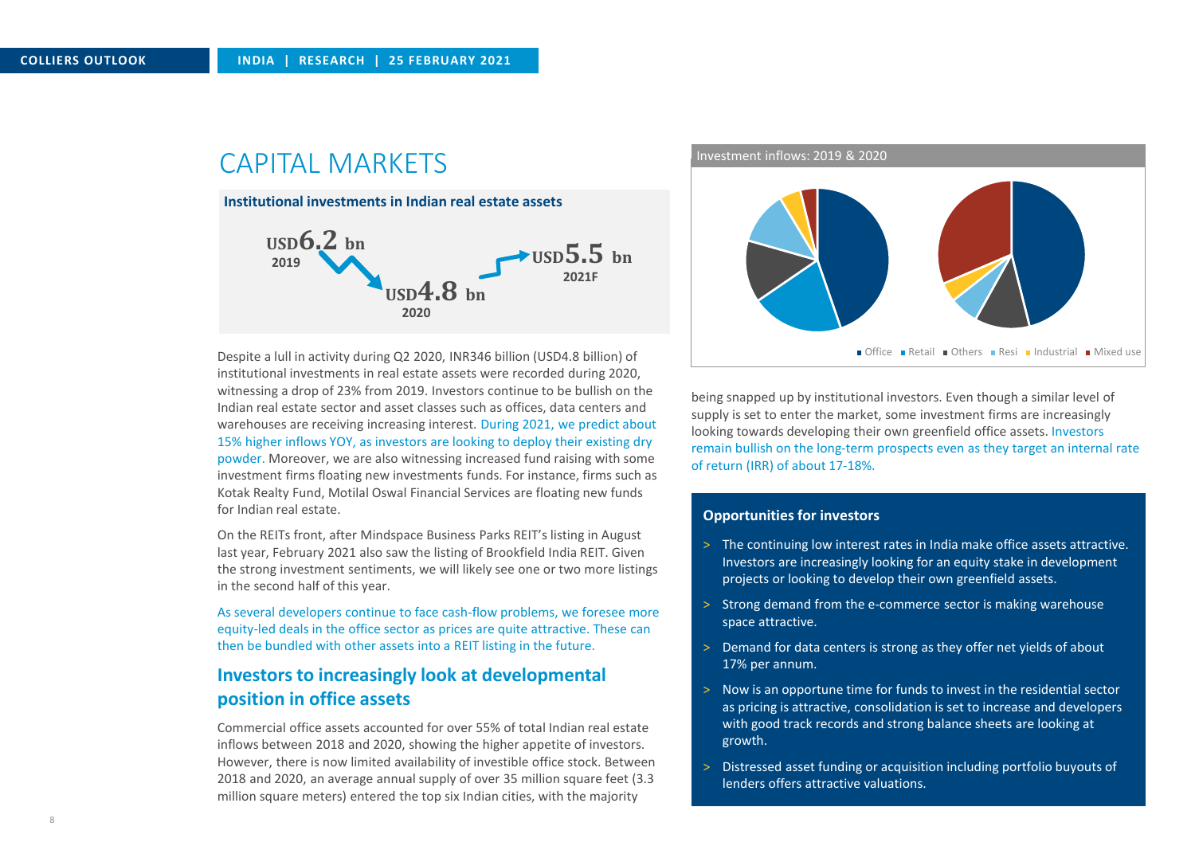# CAPITAL MARKETS

**Institutional investments in Indian real estate assets**

USD6.2 bn 2019

USD4.8 bn 2020

USD5.5 bn 2021F

Despite a lull in activity during Q2 2020, INR346 billion (USD4.8 billion) of institutional investments in real estate assets were recorded during 2020, witnessing a drop of 23% from 2019. Investors continue to be bullish on the Indian real estate sector and asset classes such as offices, data centers and warehouses are receiving increasing interest. During 2021, we predict about 15% higher inflows YOY, as investors are looking to deploy their existing dry powder. Moreover, we are also witnessing increased fund raising with some investment firms floating new investments funds. For instance, firms such as Kotak Realty Fund, Motilal Oswal Financial Services are floating new funds for Indian real estate.

On the REITs front, after Mindspace Business Parks REIT's listing in August last year, February 2021 also saw the listing of Brookfield India REIT. Given the strong investment sentiments, we will likely see one or two more listings in the second half of this year.

As several developers continue to face cash-flow problems, we foresee more equity-led deals in the office sector as prices are quite attractive. These can then be bundled with other assets into a REIT listing in the future.

## Investors to increasingly look at developmental position in office assets

Commercial office assets accounted for over 55% of total Indian real estate inflows between 2018 and 2020, showing the higher appetite of investors. However, there is now limited availability of investible office stock. Between 2018 and 2020, an average annual supply of over 35 million square feet (3.3 million square meters) entered the top six Indian cities, with the majority being snapped up by institutional investors. Even though a similar level of supply is set to enter the market, some investment firms are increasingly looking towards developing their own greenfield office assets. Investors remain bullish on the long-term prospects even as they target an internal rate of return (IRR) of about 17-18%.

**Investment inflows: 2019 & 2020**

Office | Retail | Others | Resi | Industrial | Mixed use

### Opportunities for investors

- The continuing low interest rates in India make office assets attractive. Investors are increasingly looking for an equity stake in development projects or looking to develop their own greenfield assets.
- Strong demand from the e-commerce sector is making warehouse space attractive.
- Demand for data centers is strong as they offer net yields of about 17% per annum.
- Now is an opportune time for funds to invest in the residential sector as pricing is attractive, consolidation is set to increase and developers with good track records and strong balance sheets are looking at growth.
- Distressed asset funding or acquisition including portfolio buyouts of lenders offers attractive valuations.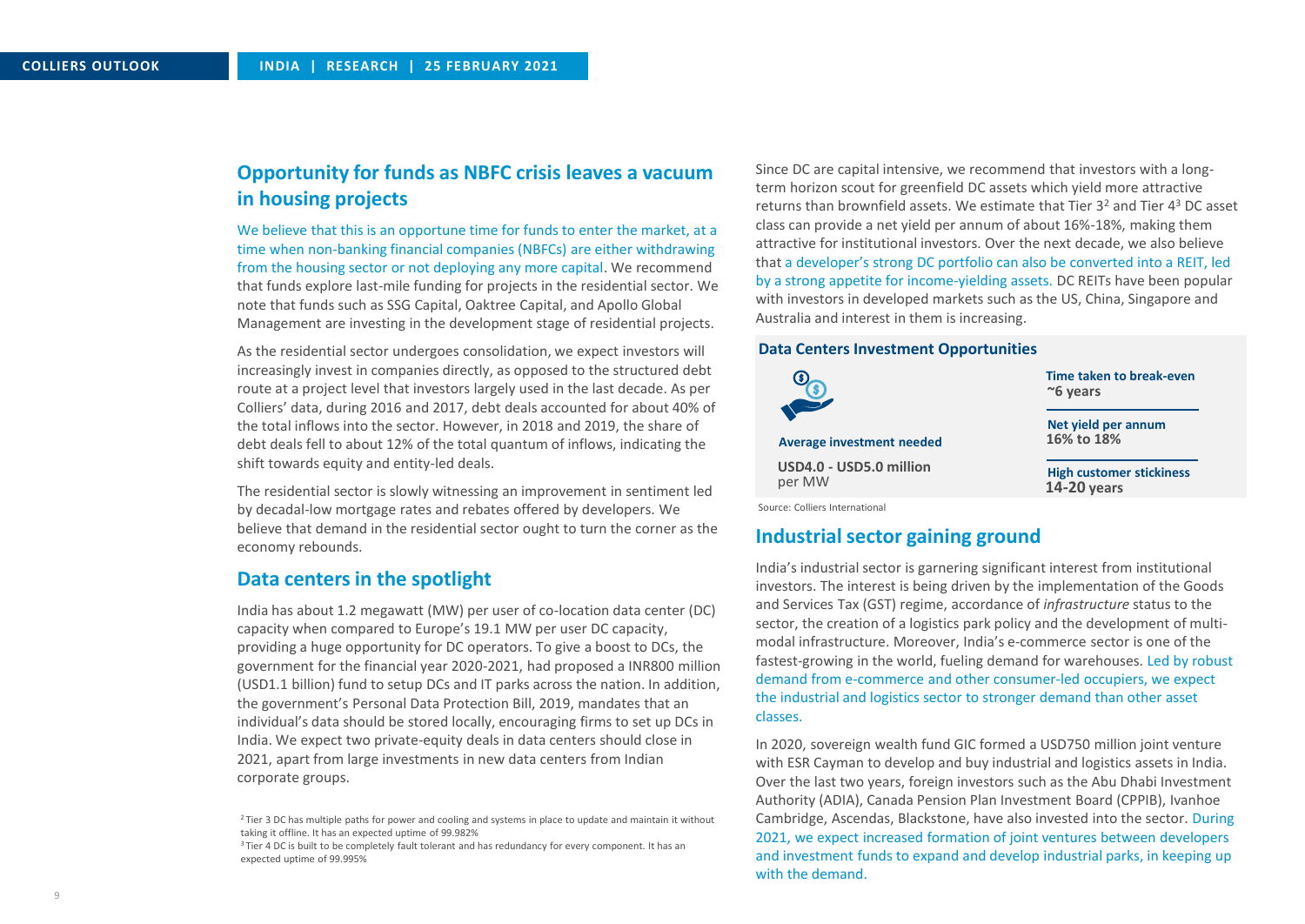## Opportunity for funds as NBFC crisis leaves a vacuum in housing projects

We believe that this is an opportune time for funds to enter the market, at a time when non-banking financial companies (NBFCs) are either withdrawing from the housing sector or not deploying any more capital. We recommend that funds explore last-mile funding for projects in the residential sector. We note that funds such as SSG Capital, Oaktree Capital, and Apollo Global Management are investing in the development stage of residential projects.

As the residential sector undergoes consolidation, we expect investors will increasingly invest in companies directly, as opposed to the structured debt route at a project level that investors largely used in the last decade. As per Colliers' data, during 2016 and 2017, debt deals accounted for about 40% of the total inflows into the sector. However, in 2018 and 2019, the share of debt deals fell to about 12% of the total quantum of inflows, indicating the shift towards equity and entity-led deals.

The residential sector is slowly witnessing an improvement in sentiment led by decadal-low mortgage rates and rebates offered by developers. We believe that demand in the residential sector ought to turn the corner as the economy rebounds.

## Data centers in the spotlight

India has about 1.2 megawatt (MW) per user of co-location data center (DC) capacity when compared to Europe's 19.1 MW per user DC capacity, providing a huge opportunity for DC operators. To give a boost to DCs, the government for the financial year 2020-2021, had proposed a INR800 million (USD1.1 billion) fund to setup DCs and IT parks across the nation. In addition, the government's Personal Data Protection Bill, 2019, mandates that an individual's data should be stored locally, encouraging firms to set up DCs in India. We expect two private-equity deals in data centers should close in 2021, apart from large investments in new data centers from Indian corporate groups.

Since DC are capital intensive, we recommend that investors with a long-term horizon scout for greenfield DC assets which yield more attractive returns than brownfield assets. We estimate that Tier 3[2] and Tier 4[3] DC asset class can provide a net yield per annum of about 16%-18%, making them attractive for institutional investors. Over the next decade, we also believe that a developer's strong DC portfolio can also be converted into a REIT, led by a strong appetite for income-yielding assets. DC REITs have been popular with investors in developed markets such as the US, China, Singapore and Australia and interest in them is increasing.

**Data Centers Investment Opportunities**

**Average investment needed**
USD4.0 - USD5.0 million per MW

**Time taken to break-even**
~6 years

**Net yield per annum**
16% to 18%

**High customer stickiness**
14-20 years

Source: Colliers International

## Industrial sector gaining ground

India's industrial sector is garnering significant interest from institutional investors. The interest is being driven by the implementation of the Goods and Services Tax (GST) regime, accordance of *infrastructure* status to the sector, the creation of a logistics park policy and the development of multi-modal infrastructure. Moreover, India's e-commerce sector is one of the fastest-growing in the world, fueling demand for warehouses. Led by robust demand from e-commerce and other consumer-led occupiers, we expect the industrial and logistics sector to stronger demand than other asset classes.

In 2020, sovereign wealth fund GIC formed a USD750 million joint venture with ESR Cayman to develop and buy industrial and logistics assets in India. Over the last two years, foreign investors such as the Abu Dhabi Investment Authority (ADIA), Canada Pension Plan Investment Board (CPPIB), Ivanhoe Cambridge, Ascendas, Blackstone, have also invested into the sector. During 2021, we expect increased formation of joint ventures between developers and investment funds to expand and develop industrial parks, in keeping up with the demand.

[2] Tier 3 DC has multiple paths for power and cooling and systems in place to update and maintain it without taking it offline. It has an expected uptime of 99.982%

[3] Tier 4 DC is built to be completely fault tolerant and has redundancy for every component. It has an expected uptime of 99.995%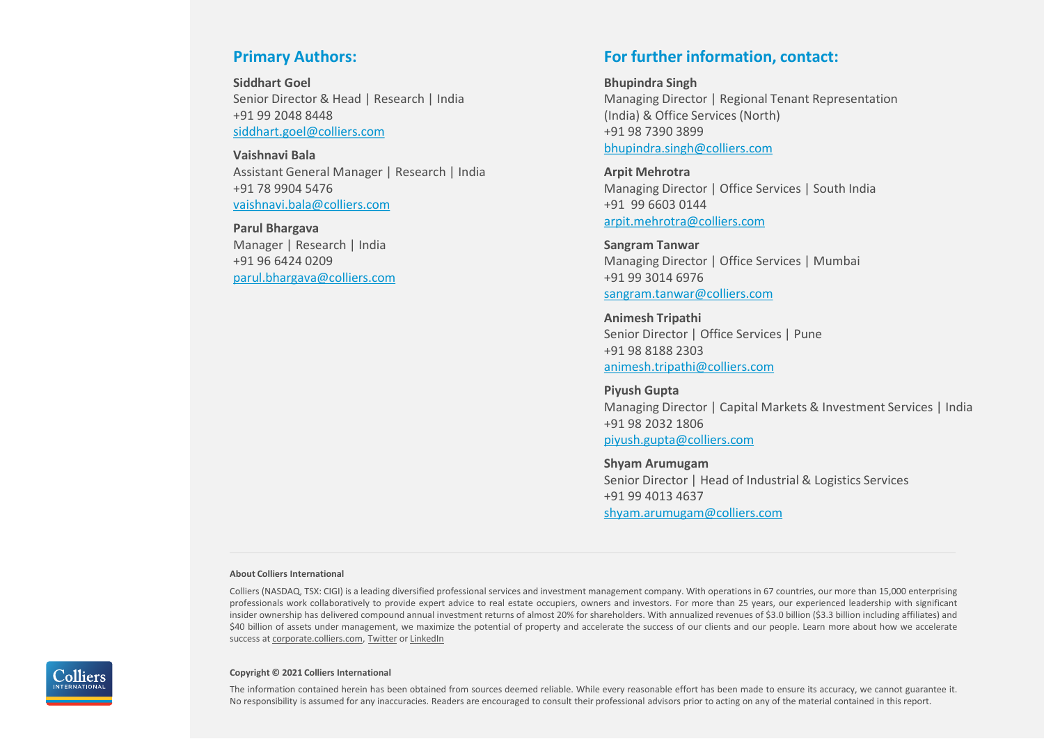## Primary Authors:

**Siddhart Goel**
Senior Director & Head | Research | India
+91 99 2048 8448
siddhart.goel@colliers.com

**Vaishnavi Bala**
Assistant General Manager | Research | India
+91 78 9904 5476
vaishnavi.bala@colliers.com

**Parul Bhargava**
Manager | Research | India
+91 96 6424 0209
parul.bhargava@colliers.com

## For further information, contact:

**Bhupindra Singh**
Managing Director | Regional Tenant Representation (India) & Office Services (North)
+91 98 7390 3899
bhupindra.singh@colliers.com

**Arpit Mehrotra**
Managing Director | Office Services | South India
+91 99 6603 0144
arpit.mehrotra@colliers.com

**Sangram Tanwar**
Managing Director | Office Services | Mumbai
+91 99 3014 6976
sangram.tanwar@colliers.com

**Animesh Tripathi**
Senior Director | Office Services | Pune
+91 98 8188 2303
animesh.tripathi@colliers.com

**Piyush Gupta**
Managing Director | Capital Markets & Investment Services | India
+91 98 2032 1806
piyush.gupta@colliers.com

**Shyam Arumugam**
Senior Director | Head of Industrial & Logistics Services
+91 99 4013 4637
shyam.arumugam@colliers.com

---

**About Colliers International**

Colliers (NASDAQ, TSX: CIGI) is a leading diversified professional services and investment management company. With operations in 67 countries, our more than 15,000 enterprising professionals work collaboratively to provide expert advice to real estate occupiers, owners and investors. For more than 25 years, our experienced leadership with significant insider ownership has delivered compound annual investment returns of almost 20% for shareholders. With annualized revenues of $3.0 billion ($3.3 billion including affiliates) and $40 billion of assets under management, we maximize the potential of property and accelerate the success of our clients and our people. Learn more about how we accelerate success at corporate.colliers.com, Twitter or LinkedIn

**Copyright © 2021 Colliers International**

The information contained herein has been obtained from sources deemed reliable. While every reasonable effort has been made to ensure its accuracy, we cannot guarantee it. No responsibility is assumed for any inaccuracies. Readers are encouraged to consult their professional advisors prior to acting on any of the material contained in this report.

Colliers INTERNATIONAL